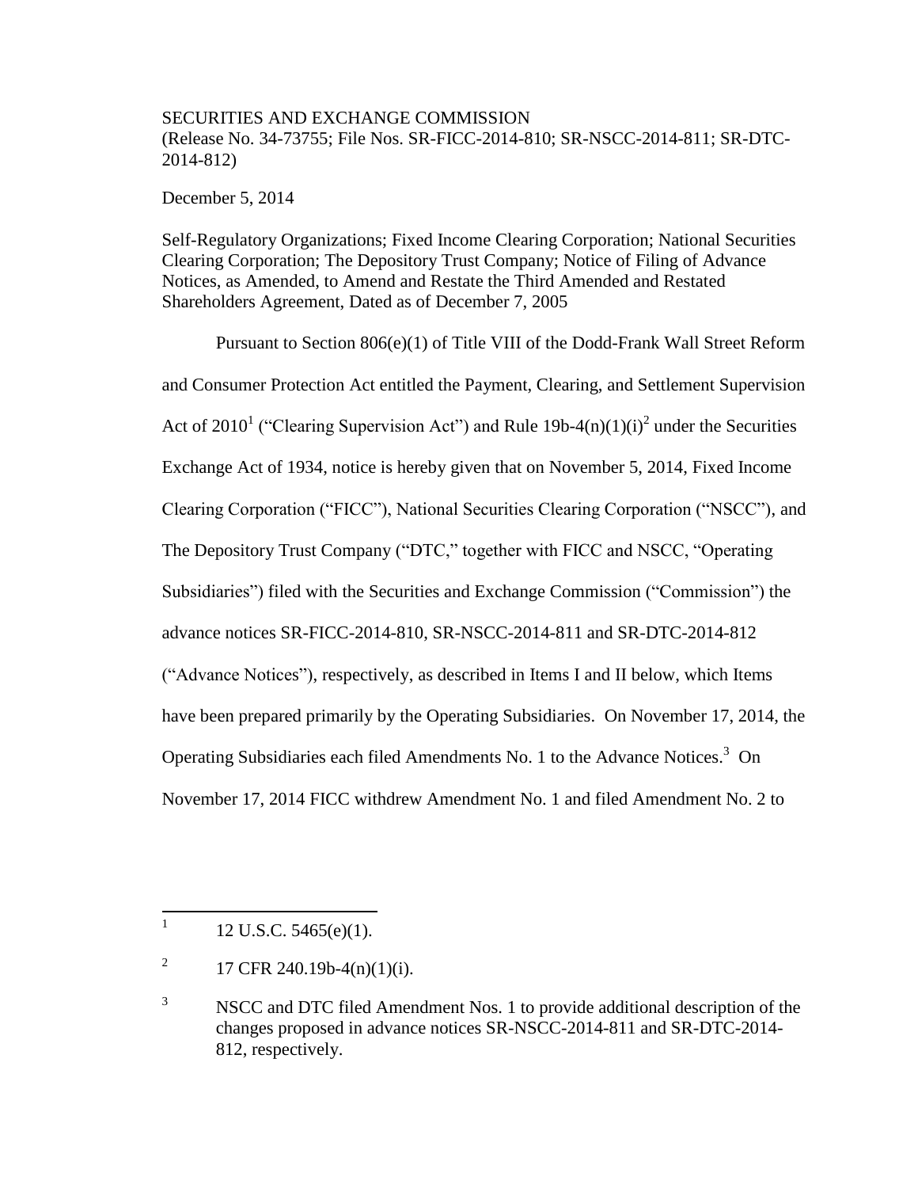SECURITIES AND EXCHANGE COMMISSION
(Release No. 34-73755; File Nos. SR-FICC-2014-810; SR-NSCC-2014-811; SR-DTC-2014-812)

December 5, 2014

Self-Regulatory Organizations; Fixed Income Clearing Corporation; National Securities Clearing Corporation; The Depository Trust Company; Notice of Filing of Advance Notices, as Amended, to Amend and Restate the Third Amended and Restated Shareholders Agreement, Dated as of December 7, 2005

Pursuant to Section 806(e)(1) of Title VIII of the Dodd-Frank Wall Street Reform and Consumer Protection Act entitled the Payment, Clearing, and Settlement Supervision Act of 2010[1] ("Clearing Supervision Act") and Rule 19b-4(n)(1)(i)[2] under the Securities Exchange Act of 1934, notice is hereby given that on November 5, 2014, Fixed Income Clearing Corporation ("FICC"), National Securities Clearing Corporation ("NSCC"), and The Depository Trust Company ("DTC," together with FICC and NSCC, "Operating Subsidiaries") filed with the Securities and Exchange Commission ("Commission") the advance notices SR-FICC-2014-810, SR-NSCC-2014-811 and SR-DTC-2014-812 ("Advance Notices"), respectively, as described in Items I and II below, which Items have been prepared primarily by the Operating Subsidiaries. On November 17, 2014, the Operating Subsidiaries each filed Amendments No. 1 to the Advance Notices.[3] On November 17, 2014 FICC withdrew Amendment No. 1 and filed Amendment No. 2 to

---

[1] 12 U.S.C. 5465(e)(1).

[2] 17 CFR 240.19b-4(n)(1)(i).

[3] NSCC and DTC filed Amendment Nos. 1 to provide additional description of the changes proposed in advance notices SR-NSCC-2014-811 and SR-DTC-2014-812, respectively.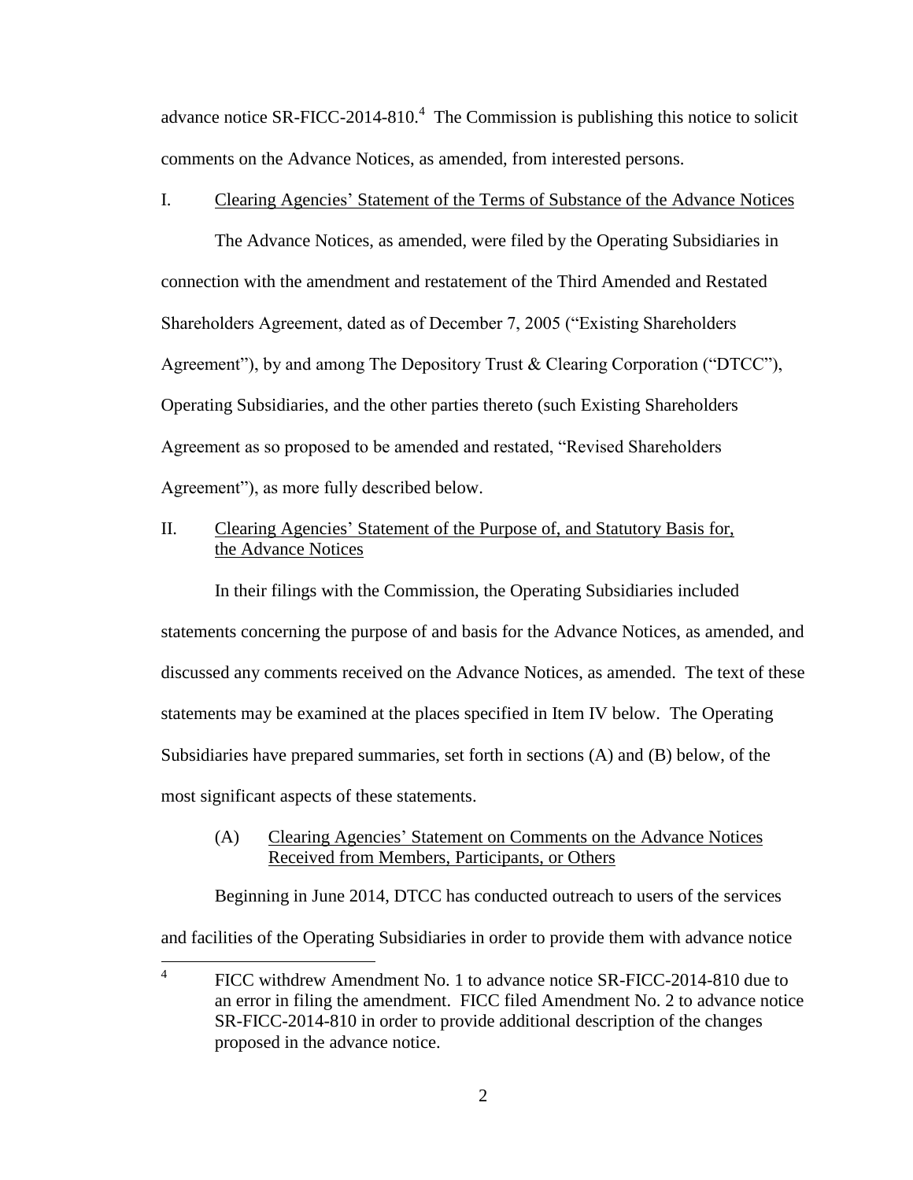advance notice SR-FICC-2014-810.[4] The Commission is publishing this notice to solicit comments on the Advance Notices, as amended, from interested persons.

I. Clearing Agencies' Statement of the Terms of Substance of the Advance Notices

The Advance Notices, as amended, were filed by the Operating Subsidiaries in connection with the amendment and restatement of the Third Amended and Restated Shareholders Agreement, dated as of December 7, 2005 ("Existing Shareholders Agreement"), by and among The Depository Trust & Clearing Corporation ("DTCC"), Operating Subsidiaries, and the other parties thereto (such Existing Shareholders Agreement as so proposed to be amended and restated, "Revised Shareholders Agreement"), as more fully described below.

II. Clearing Agencies' Statement of the Purpose of, and Statutory Basis for, the Advance Notices

In their filings with the Commission, the Operating Subsidiaries included statements concerning the purpose of and basis for the Advance Notices, as amended, and discussed any comments received on the Advance Notices, as amended. The text of these statements may be examined at the places specified in Item IV below. The Operating Subsidiaries have prepared summaries, set forth in sections (A) and (B) below, of the most significant aspects of these statements.

(A) Clearing Agencies' Statement on Comments on the Advance Notices Received from Members, Participants, or Others

Beginning in June 2014, DTCC has conducted outreach to users of the services and facilities of the Operating Subsidiaries in order to provide them with advance notice

---

[4] FICC withdrew Amendment No. 1 to advance notice SR-FICC-2014-810 due to an error in filing the amendment. FICC filed Amendment No. 2 to advance notice SR-FICC-2014-810 in order to provide additional description of the changes proposed in the advance notice.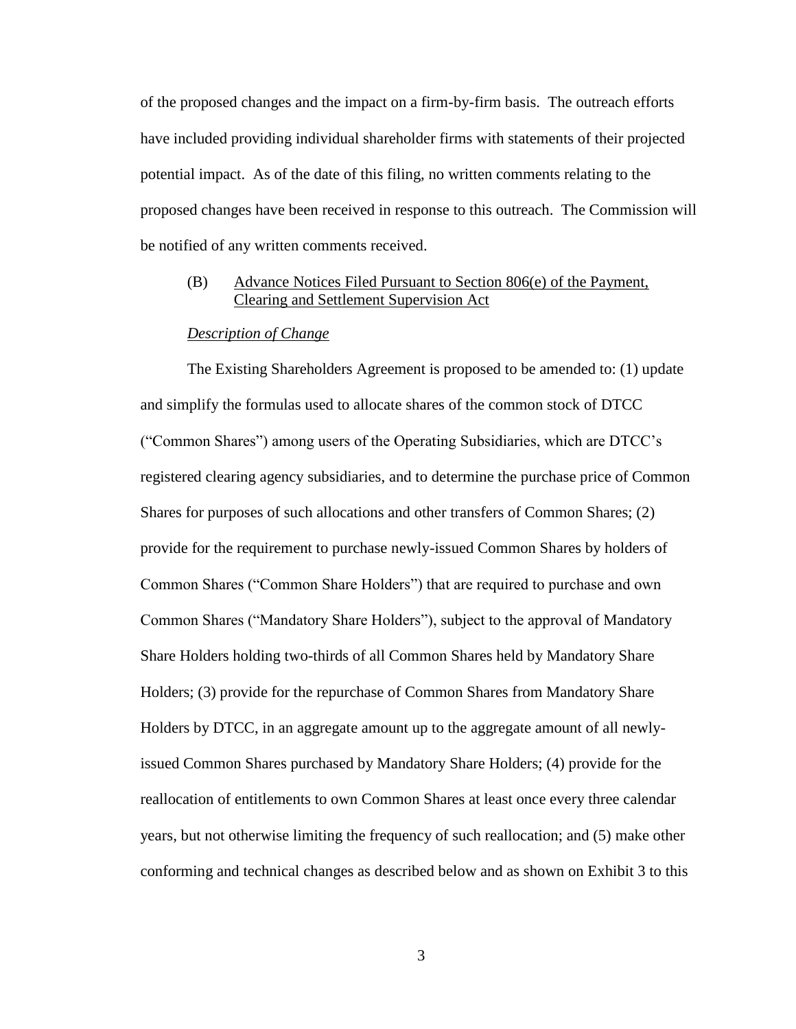of the proposed changes and the impact on a firm-by-firm basis. The outreach efforts have included providing individual shareholder firms with statements of their projected potential impact. As of the date of this filing, no written comments relating to the proposed changes have been received in response to this outreach. The Commission will be notified of any written comments received.

(B) Advance Notices Filed Pursuant to Section 806(e) of the Payment, Clearing and Settlement Supervision Act

*Description of Change*

The Existing Shareholders Agreement is proposed to be amended to: (1) update and simplify the formulas used to allocate shares of the common stock of DTCC ("Common Shares") among users of the Operating Subsidiaries, which are DTCC's registered clearing agency subsidiaries, and to determine the purchase price of Common Shares for purposes of such allocations and other transfers of Common Shares; (2) provide for the requirement to purchase newly-issued Common Shares by holders of Common Shares ("Common Share Holders") that are required to purchase and own Common Shares ("Mandatory Share Holders"), subject to the approval of Mandatory Share Holders holding two-thirds of all Common Shares held by Mandatory Share Holders; (3) provide for the repurchase of Common Shares from Mandatory Share Holders by DTCC, in an aggregate amount up to the aggregate amount of all newly-issued Common Shares purchased by Mandatory Share Holders; (4) provide for the reallocation of entitlements to own Common Shares at least once every three calendar years, but not otherwise limiting the frequency of such reallocation; and (5) make other conforming and technical changes as described below and as shown on Exhibit 3 to this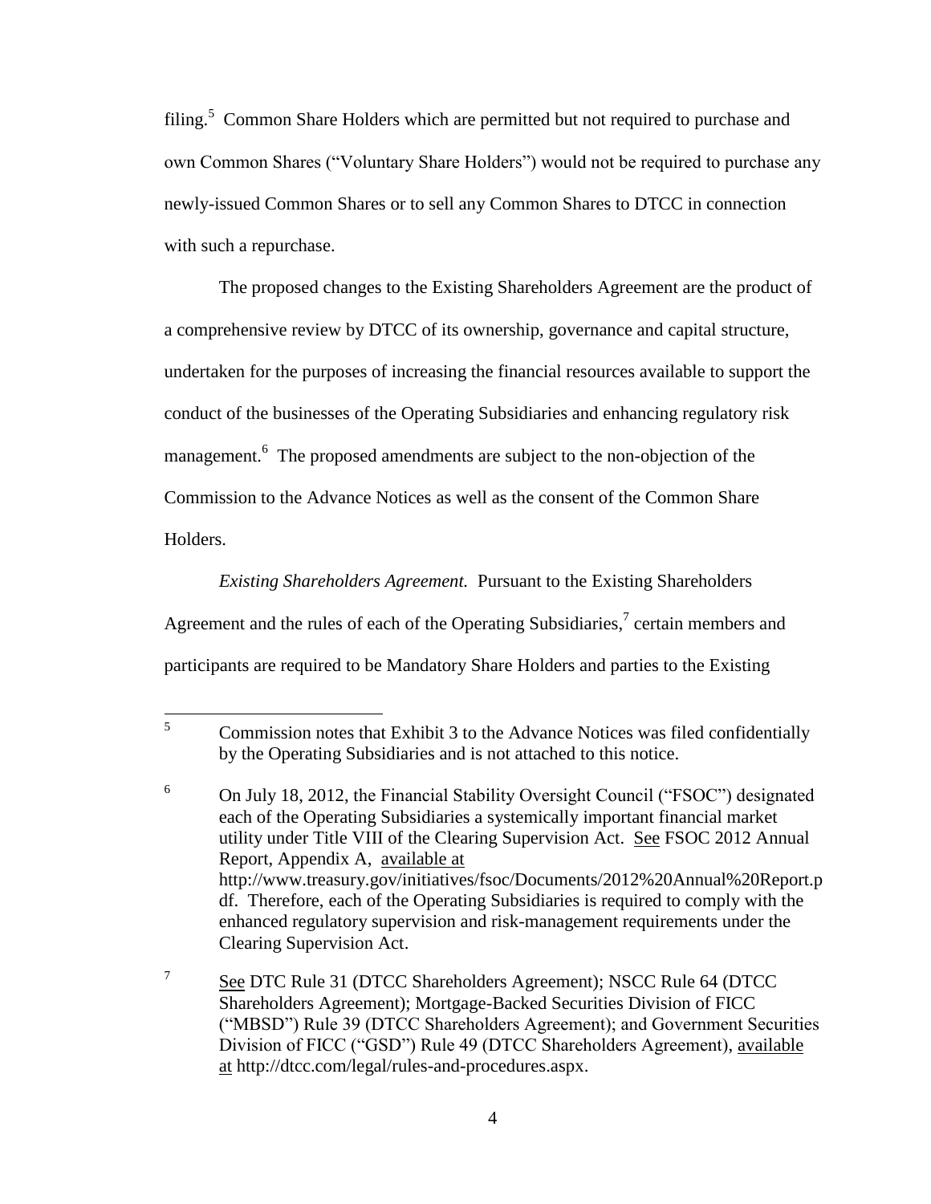filing.[5] Common Share Holders which are permitted but not required to purchase and own Common Shares ("Voluntary Share Holders") would not be required to purchase any newly-issued Common Shares or to sell any Common Shares to DTCC in connection with such a repurchase.

The proposed changes to the Existing Shareholders Agreement are the product of a comprehensive review by DTCC of its ownership, governance and capital structure, undertaken for the purposes of increasing the financial resources available to support the conduct of the businesses of the Operating Subsidiaries and enhancing regulatory risk management.[6] The proposed amendments are subject to the non-objection of the Commission to the Advance Notices as well as the consent of the Common Share Holders.

*Existing Shareholders Agreement.* Pursuant to the Existing Shareholders Agreement and the rules of each of the Operating Subsidiaries,[7] certain members and participants are required to be Mandatory Share Holders and parties to the Existing

---

[5] Commission notes that Exhibit 3 to the Advance Notices was filed confidentially by the Operating Subsidiaries and is not attached to this notice.

[6] On July 18, 2012, the Financial Stability Oversight Council ("FSOC") designated each of the Operating Subsidiaries a systemically important financial market utility under Title VIII of the Clearing Supervision Act. See FSOC 2012 Annual Report, Appendix A, available at http://www.treasury.gov/initiatives/fsoc/Documents/2012%20Annual%20Report.pdf. Therefore, each of the Operating Subsidiaries is required to comply with the enhanced regulatory supervision and risk-management requirements under the Clearing Supervision Act.

[7] See DTC Rule 31 (DTCC Shareholders Agreement); NSCC Rule 64 (DTCC Shareholders Agreement); Mortgage-Backed Securities Division of FICC ("MBSD") Rule 39 (DTCC Shareholders Agreement); and Government Securities Division of FICC ("GSD") Rule 49 (DTCC Shareholders Agreement), available at http://dtcc.com/legal/rules-and-procedures.aspx.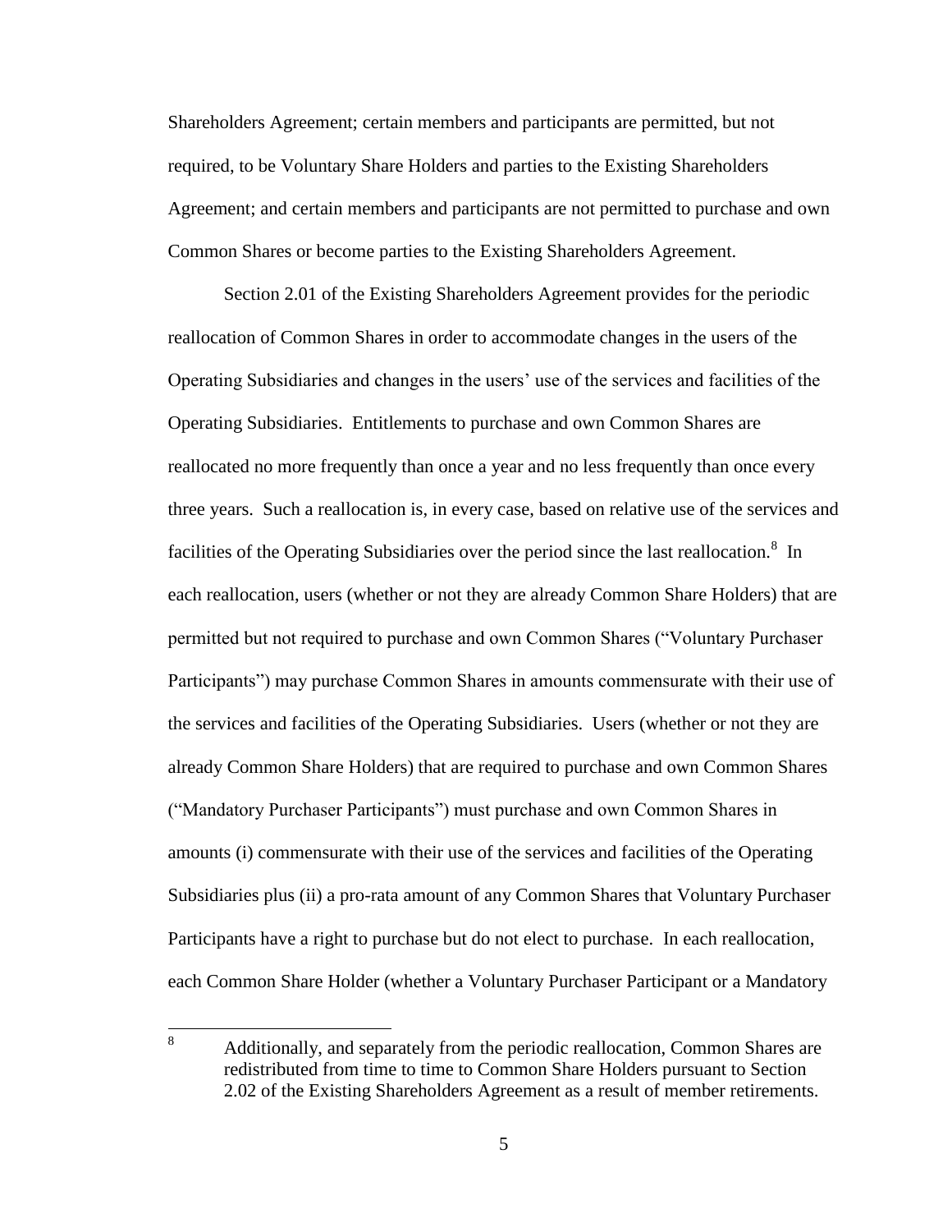Shareholders Agreement; certain members and participants are permitted, but not required, to be Voluntary Share Holders and parties to the Existing Shareholders Agreement; and certain members and participants are not permitted to purchase and own Common Shares or become parties to the Existing Shareholders Agreement.

Section 2.01 of the Existing Shareholders Agreement provides for the periodic reallocation of Common Shares in order to accommodate changes in the users of the Operating Subsidiaries and changes in the users' use of the services and facilities of the Operating Subsidiaries. Entitlements to purchase and own Common Shares are reallocated no more frequently than once a year and no less frequently than once every three years. Such a reallocation is, in every case, based on relative use of the services and facilities of the Operating Subsidiaries over the period since the last reallocation.[8] In each reallocation, users (whether or not they are already Common Share Holders) that are permitted but not required to purchase and own Common Shares ("Voluntary Purchaser Participants") may purchase Common Shares in amounts commensurate with their use of the services and facilities of the Operating Subsidiaries. Users (whether or not they are already Common Share Holders) that are required to purchase and own Common Shares ("Mandatory Purchaser Participants") must purchase and own Common Shares in amounts (i) commensurate with their use of the services and facilities of the Operating Subsidiaries plus (ii) a pro-rata amount of any Common Shares that Voluntary Purchaser Participants have a right to purchase but do not elect to purchase. In each reallocation, each Common Share Holder (whether a Voluntary Purchaser Participant or a Mandatory

[8] Additionally, and separately from the periodic reallocation, Common Shares are redistributed from time to time to Common Share Holders pursuant to Section 2.02 of the Existing Shareholders Agreement as a result of member retirements.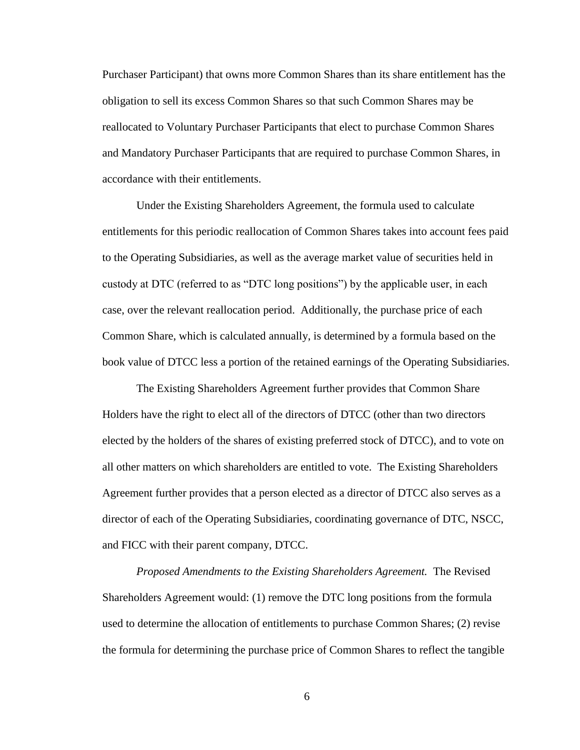Purchaser Participant) that owns more Common Shares than its share entitlement has the obligation to sell its excess Common Shares so that such Common Shares may be reallocated to Voluntary Purchaser Participants that elect to purchase Common Shares and Mandatory Purchaser Participants that are required to purchase Common Shares, in accordance with their entitlements.

Under the Existing Shareholders Agreement, the formula used to calculate entitlements for this periodic reallocation of Common Shares takes into account fees paid to the Operating Subsidiaries, as well as the average market value of securities held in custody at DTC (referred to as "DTC long positions") by the applicable user, in each case, over the relevant reallocation period. Additionally, the purchase price of each Common Share, which is calculated annually, is determined by a formula based on the book value of DTCC less a portion of the retained earnings of the Operating Subsidiaries.

The Existing Shareholders Agreement further provides that Common Share Holders have the right to elect all of the directors of DTCC (other than two directors elected by the holders of the shares of existing preferred stock of DTCC), and to vote on all other matters on which shareholders are entitled to vote. The Existing Shareholders Agreement further provides that a person elected as a director of DTCC also serves as a director of each of the Operating Subsidiaries, coordinating governance of DTC, NSCC, and FICC with their parent company, DTCC.

*Proposed Amendments to the Existing Shareholders Agreement.* The Revised Shareholders Agreement would: (1) remove the DTC long positions from the formula used to determine the allocation of entitlements to purchase Common Shares; (2) revise the formula for determining the purchase price of Common Shares to reflect the tangible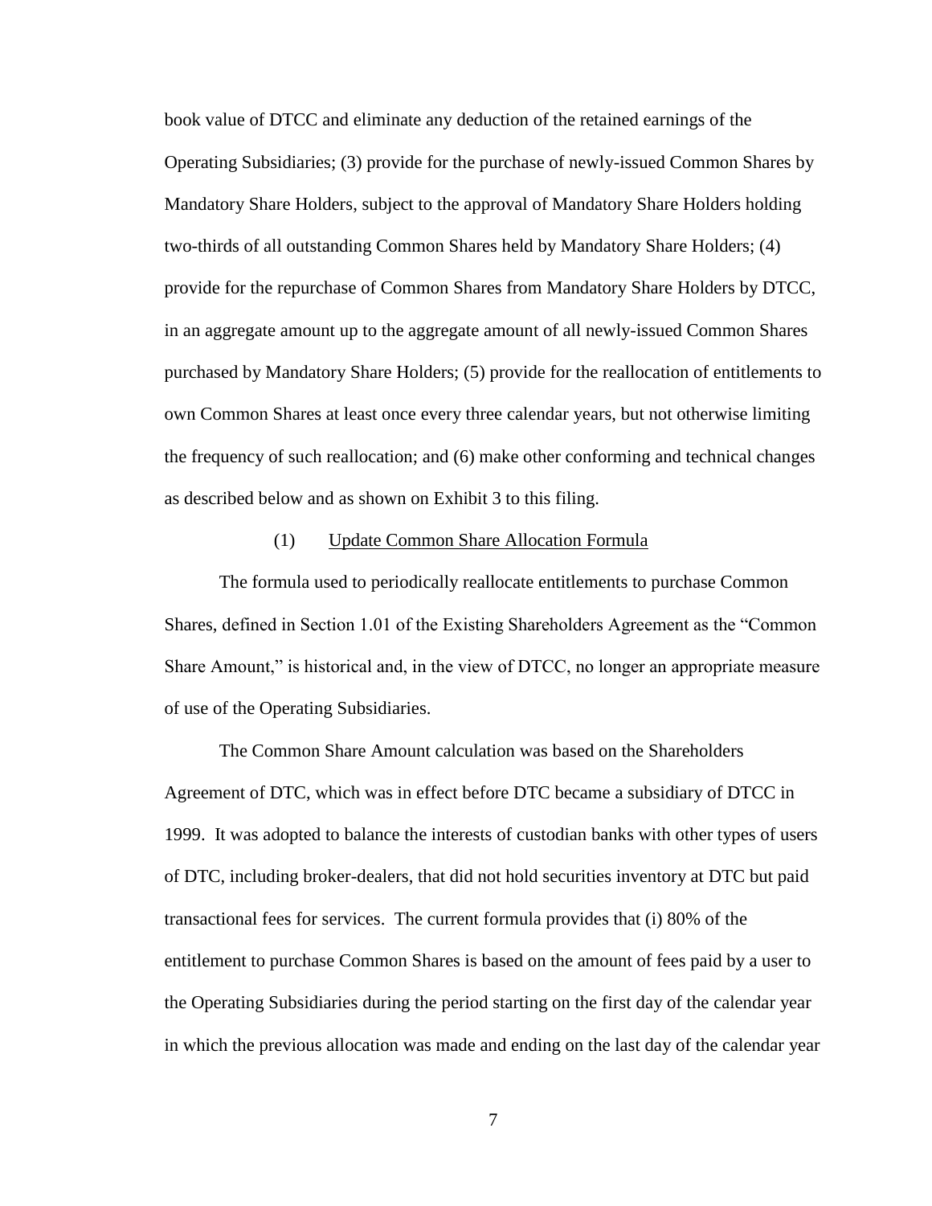book value of DTCC and eliminate any deduction of the retained earnings of the Operating Subsidiaries; (3) provide for the purchase of newly-issued Common Shares by Mandatory Share Holders, subject to the approval of Mandatory Share Holders holding two-thirds of all outstanding Common Shares held by Mandatory Share Holders; (4) provide for the repurchase of Common Shares from Mandatory Share Holders by DTCC, in an aggregate amount up to the aggregate amount of all newly-issued Common Shares purchased by Mandatory Share Holders; (5) provide for the reallocation of entitlements to own Common Shares at least once every three calendar years, but not otherwise limiting the frequency of such reallocation; and (6) make other conforming and technical changes as described below and as shown on Exhibit 3 to this filing.

(1) Update Common Share Allocation Formula

The formula used to periodically reallocate entitlements to purchase Common Shares, defined in Section 1.01 of the Existing Shareholders Agreement as the "Common Share Amount," is historical and, in the view of DTCC, no longer an appropriate measure of use of the Operating Subsidiaries.

The Common Share Amount calculation was based on the Shareholders Agreement of DTC, which was in effect before DTC became a subsidiary of DTCC in 1999. It was adopted to balance the interests of custodian banks with other types of users of DTC, including broker-dealers, that did not hold securities inventory at DTC but paid transactional fees for services. The current formula provides that (i) 80% of the entitlement to purchase Common Shares is based on the amount of fees paid by a user to the Operating Subsidiaries during the period starting on the first day of the calendar year in which the previous allocation was made and ending on the last day of the calendar year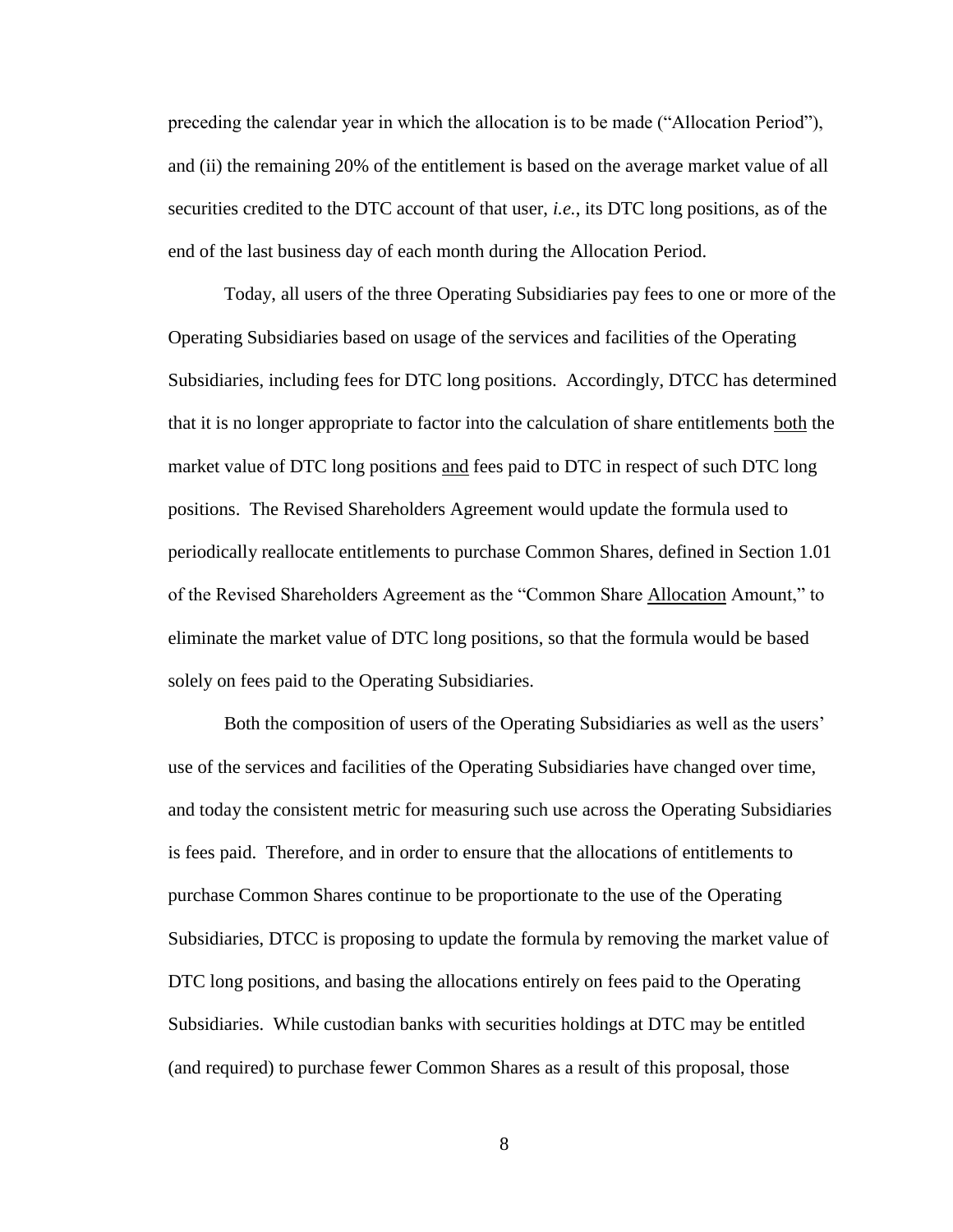preceding the calendar year in which the allocation is to be made ("Allocation Period"), and (ii) the remaining 20% of the entitlement is based on the average market value of all securities credited to the DTC account of that user, *i.e.*, its DTC long positions, as of the end of the last business day of each month during the Allocation Period.

Today, all users of the three Operating Subsidiaries pay fees to one or more of the Operating Subsidiaries based on usage of the services and facilities of the Operating Subsidiaries, including fees for DTC long positions. Accordingly, DTCC has determined that it is no longer appropriate to factor into the calculation of share entitlements <u>both</u> the market value of DTC long positions <u>and</u> fees paid to DTC in respect of such DTC long positions. The Revised Shareholders Agreement would update the formula used to periodically reallocate entitlements to purchase Common Shares, defined in Section 1.01 of the Revised Shareholders Agreement as the "Common Share <u>Allocation</u> Amount," to eliminate the market value of DTC long positions, so that the formula would be based solely on fees paid to the Operating Subsidiaries.

Both the composition of users of the Operating Subsidiaries as well as the users' use of the services and facilities of the Operating Subsidiaries have changed over time, and today the consistent metric for measuring such use across the Operating Subsidiaries is fees paid. Therefore, and in order to ensure that the allocations of entitlements to purchase Common Shares continue to be proportionate to the use of the Operating Subsidiaries, DTCC is proposing to update the formula by removing the market value of DTC long positions, and basing the allocations entirely on fees paid to the Operating Subsidiaries. While custodian banks with securities holdings at DTC may be entitled (and required) to purchase fewer Common Shares as a result of this proposal, those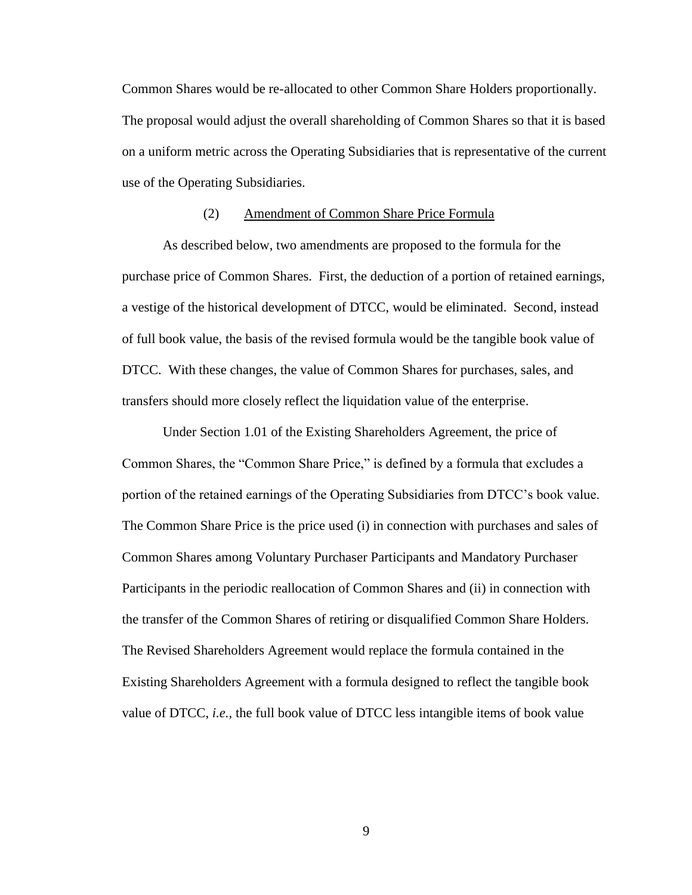Common Shares would be re-allocated to other Common Share Holders proportionally. The proposal would adjust the overall shareholding of Common Shares so that it is based on a uniform metric across the Operating Subsidiaries that is representative of the current use of the Operating Subsidiaries.

### (2) Amendment of Common Share Price Formula

As described below, two amendments are proposed to the formula for the purchase price of Common Shares. First, the deduction of a portion of retained earnings, a vestige of the historical development of DTCC, would be eliminated. Second, instead of full book value, the basis of the revised formula would be the tangible book value of DTCC. With these changes, the value of Common Shares for purchases, sales, and transfers should more closely reflect the liquidation value of the enterprise.

Under Section 1.01 of the Existing Shareholders Agreement, the price of Common Shares, the "Common Share Price," is defined by a formula that excludes a portion of the retained earnings of the Operating Subsidiaries from DTCC's book value. The Common Share Price is the price used (i) in connection with purchases and sales of Common Shares among Voluntary Purchaser Participants and Mandatory Purchaser Participants in the periodic reallocation of Common Shares and (ii) in connection with the transfer of the Common Shares of retiring or disqualified Common Share Holders. The Revised Shareholders Agreement would replace the formula contained in the Existing Shareholders Agreement with a formula designed to reflect the tangible book value of DTCC, *i.e.*, the full book value of DTCC less intangible items of book value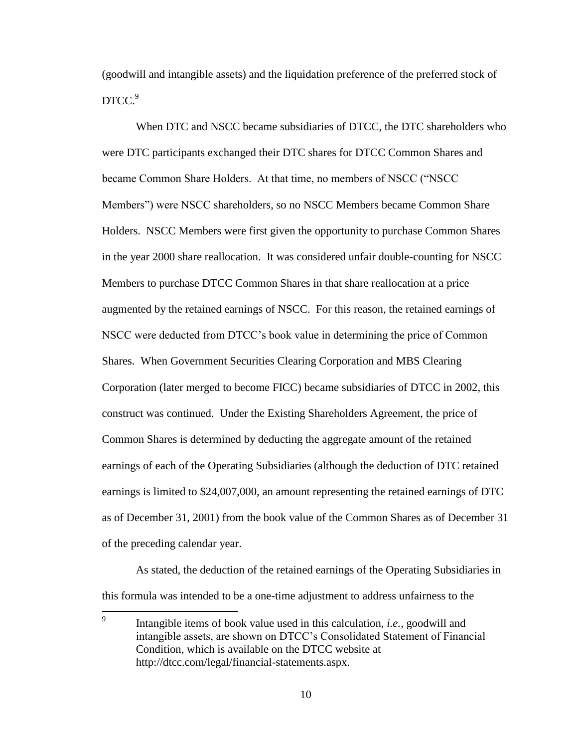(goodwill and intangible assets) and the liquidation preference of the preferred stock of DTCC.[9]

When DTC and NSCC became subsidiaries of DTCC, the DTC shareholders who were DTC participants exchanged their DTC shares for DTCC Common Shares and became Common Share Holders. At that time, no members of NSCC ("NSCC Members") were NSCC shareholders, so no NSCC Members became Common Share Holders. NSCC Members were first given the opportunity to purchase Common Shares in the year 2000 share reallocation. It was considered unfair double-counting for NSCC Members to purchase DTCC Common Shares in that share reallocation at a price augmented by the retained earnings of NSCC. For this reason, the retained earnings of NSCC were deducted from DTCC's book value in determining the price of Common Shares. When Government Securities Clearing Corporation and MBS Clearing Corporation (later merged to become FICC) became subsidiaries of DTCC in 2002, this construct was continued. Under the Existing Shareholders Agreement, the price of Common Shares is determined by deducting the aggregate amount of the retained earnings of each of the Operating Subsidiaries (although the deduction of DTC retained earnings is limited to $24,007,000, an amount representing the retained earnings of DTC as of December 31, 2001) from the book value of the Common Shares as of December 31 of the preceding calendar year.

As stated, the deduction of the retained earnings of the Operating Subsidiaries in this formula was intended to be a one-time adjustment to address unfairness to the

[9] Intangible items of book value used in this calculation, *i.e.*, goodwill and intangible assets, are shown on DTCC's Consolidated Statement of Financial Condition, which is available on the DTCC website at http://dtcc.com/legal/financial-statements.aspx.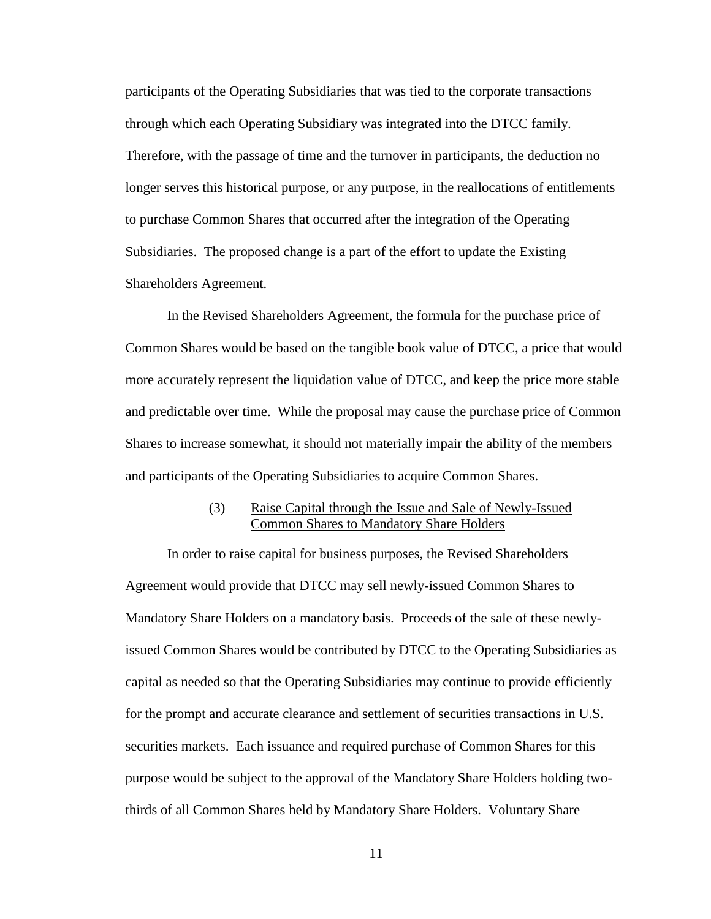participants of the Operating Subsidiaries that was tied to the corporate transactions through which each Operating Subsidiary was integrated into the DTCC family. Therefore, with the passage of time and the turnover in participants, the deduction no longer serves this historical purpose, or any purpose, in the reallocations of entitlements to purchase Common Shares that occurred after the integration of the Operating Subsidiaries. The proposed change is a part of the effort to update the Existing Shareholders Agreement.

In the Revised Shareholders Agreement, the formula for the purchase price of Common Shares would be based on the tangible book value of DTCC, a price that would more accurately represent the liquidation value of DTCC, and keep the price more stable and predictable over time. While the proposal may cause the purchase price of Common Shares to increase somewhat, it should not materially impair the ability of the members and participants of the Operating Subsidiaries to acquire Common Shares.

(3) Raise Capital through the Issue and Sale of Newly-Issued Common Shares to Mandatory Share Holders

In order to raise capital for business purposes, the Revised Shareholders Agreement would provide that DTCC may sell newly-issued Common Shares to Mandatory Share Holders on a mandatory basis. Proceeds of the sale of these newly-issued Common Shares would be contributed by DTCC to the Operating Subsidiaries as capital as needed so that the Operating Subsidiaries may continue to provide efficiently for the prompt and accurate clearance and settlement of securities transactions in U.S. securities markets. Each issuance and required purchase of Common Shares for this purpose would be subject to the approval of the Mandatory Share Holders holding two-thirds of all Common Shares held by Mandatory Share Holders. Voluntary Share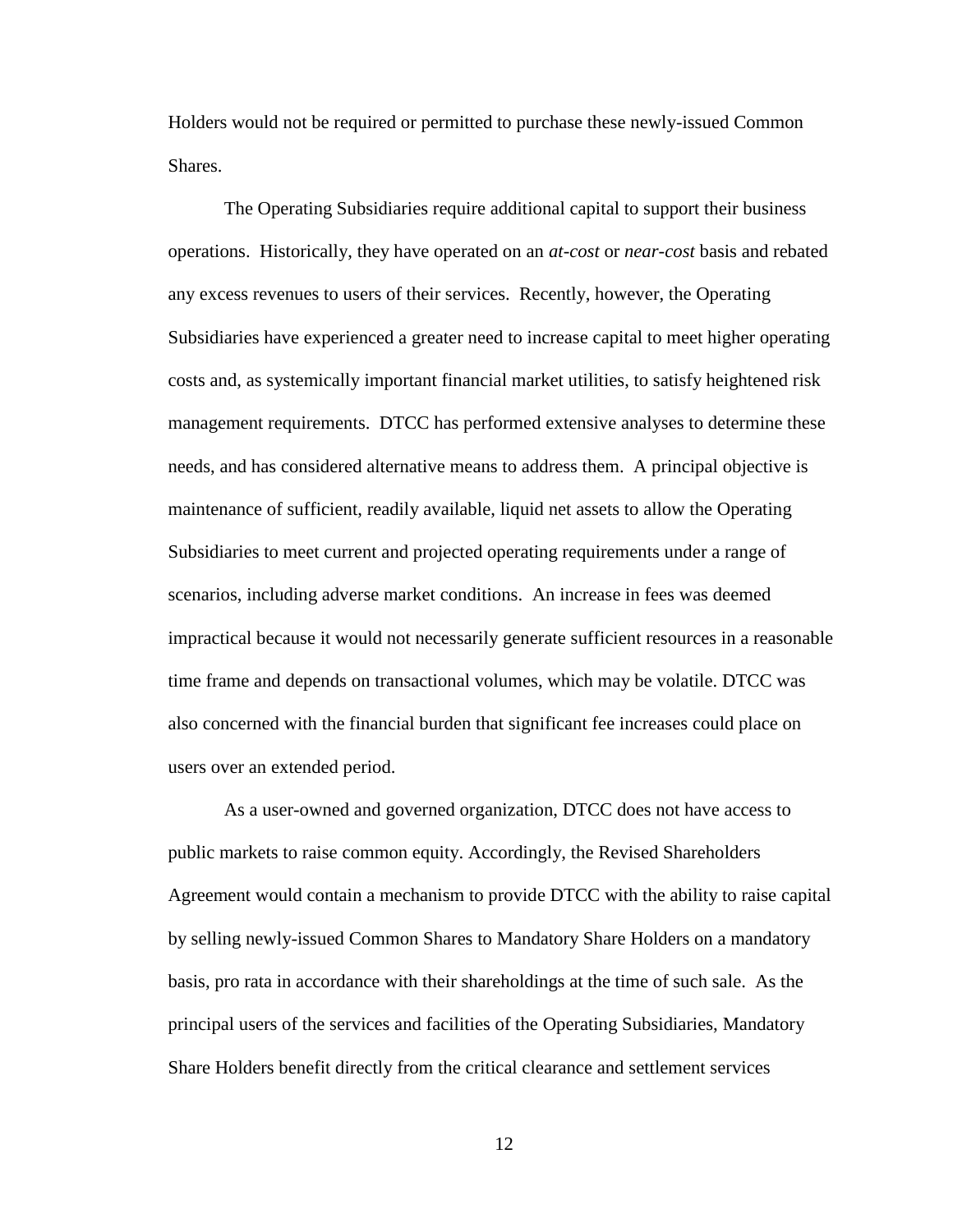Holders would not be required or permitted to purchase these newly-issued Common Shares.

The Operating Subsidiaries require additional capital to support their business operations. Historically, they have operated on an *at-cost* or *near-cost* basis and rebated any excess revenues to users of their services. Recently, however, the Operating Subsidiaries have experienced a greater need to increase capital to meet higher operating costs and, as systemically important financial market utilities, to satisfy heightened risk management requirements. DTCC has performed extensive analyses to determine these needs, and has considered alternative means to address them. A principal objective is maintenance of sufficient, readily available, liquid net assets to allow the Operating Subsidiaries to meet current and projected operating requirements under a range of scenarios, including adverse market conditions. An increase in fees was deemed impractical because it would not necessarily generate sufficient resources in a reasonable time frame and depends on transactional volumes, which may be volatile. DTCC was also concerned with the financial burden that significant fee increases could place on users over an extended period.

As a user-owned and governed organization, DTCC does not have access to public markets to raise common equity. Accordingly, the Revised Shareholders Agreement would contain a mechanism to provide DTCC with the ability to raise capital by selling newly-issued Common Shares to Mandatory Share Holders on a mandatory basis, pro rata in accordance with their shareholdings at the time of such sale. As the principal users of the services and facilities of the Operating Subsidiaries, Mandatory Share Holders benefit directly from the critical clearance and settlement services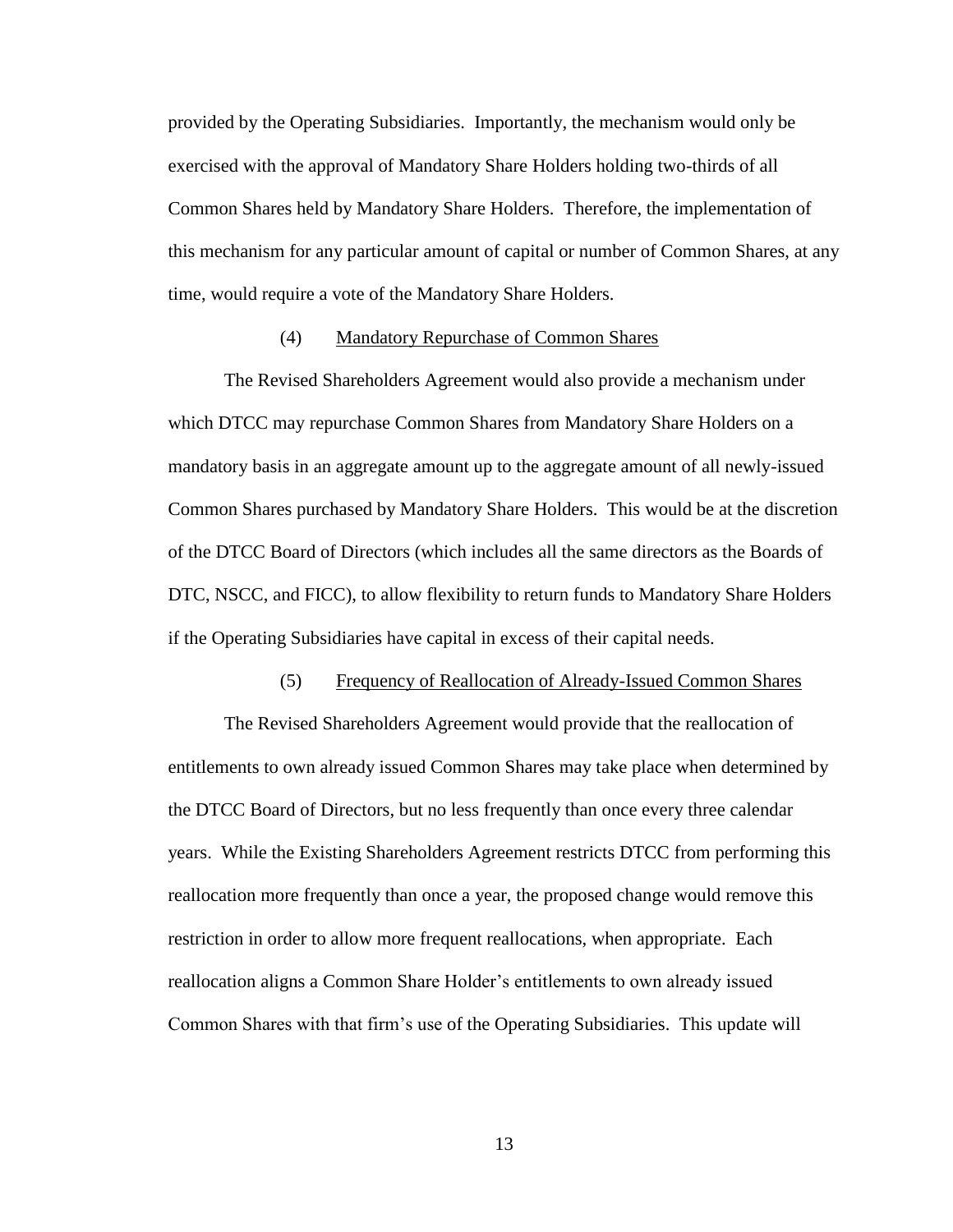provided by the Operating Subsidiaries. Importantly, the mechanism would only be exercised with the approval of Mandatory Share Holders holding two-thirds of all Common Shares held by Mandatory Share Holders. Therefore, the implementation of this mechanism for any particular amount of capital or number of Common Shares, at any time, would require a vote of the Mandatory Share Holders.

(4) Mandatory Repurchase of Common Shares

The Revised Shareholders Agreement would also provide a mechanism under which DTCC may repurchase Common Shares from Mandatory Share Holders on a mandatory basis in an aggregate amount up to the aggregate amount of all newly-issued Common Shares purchased by Mandatory Share Holders. This would be at the discretion of the DTCC Board of Directors (which includes all the same directors as the Boards of DTC, NSCC, and FICC), to allow flexibility to return funds to Mandatory Share Holders if the Operating Subsidiaries have capital in excess of their capital needs.

(5) Frequency of Reallocation of Already-Issued Common Shares

The Revised Shareholders Agreement would provide that the reallocation of entitlements to own already issued Common Shares may take place when determined by the DTCC Board of Directors, but no less frequently than once every three calendar years. While the Existing Shareholders Agreement restricts DTCC from performing this reallocation more frequently than once a year, the proposed change would remove this restriction in order to allow more frequent reallocations, when appropriate. Each reallocation aligns a Common Share Holder's entitlements to own already issued Common Shares with that firm's use of the Operating Subsidiaries. This update will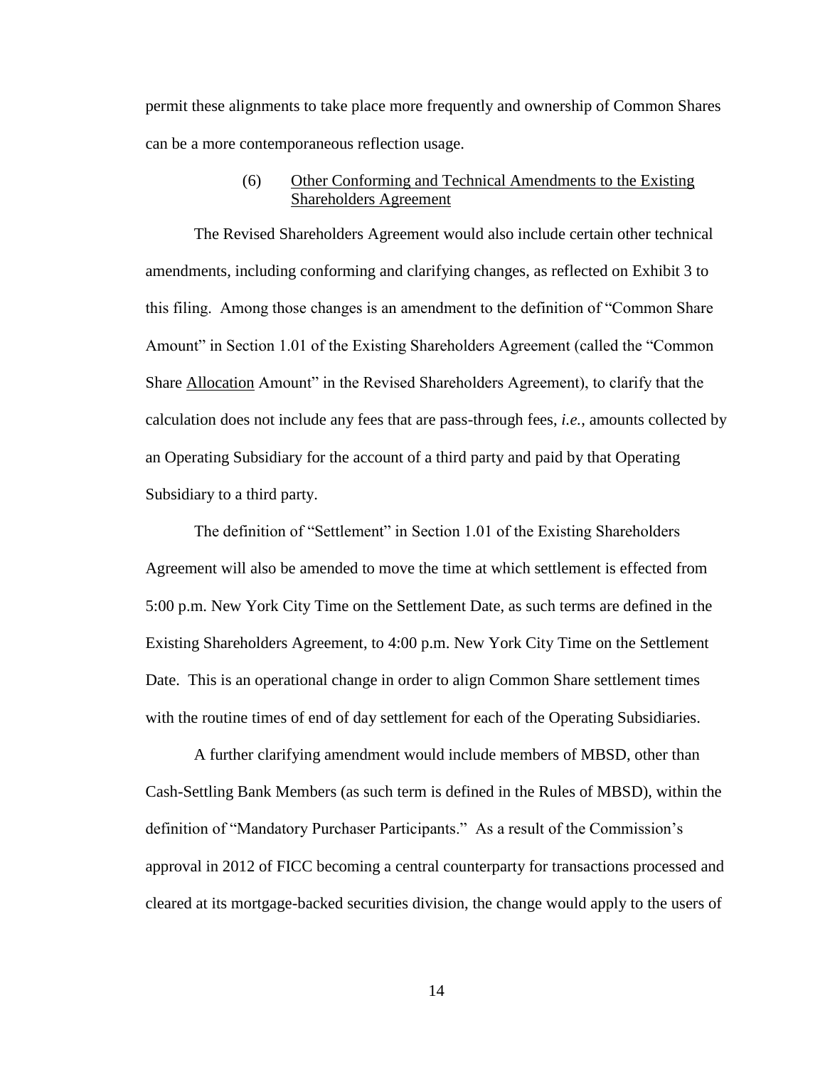permit these alignments to take place more frequently and ownership of Common Shares can be a more contemporaneous reflection usage.

(6) Other Conforming and Technical Amendments to the Existing Shareholders Agreement

The Revised Shareholders Agreement would also include certain other technical amendments, including conforming and clarifying changes, as reflected on Exhibit 3 to this filing. Among those changes is an amendment to the definition of "Common Share Amount" in Section 1.01 of the Existing Shareholders Agreement (called the "Common Share Allocation Amount" in the Revised Shareholders Agreement), to clarify that the calculation does not include any fees that are pass-through fees, *i.e.*, amounts collected by an Operating Subsidiary for the account of a third party and paid by that Operating Subsidiary to a third party.

The definition of "Settlement" in Section 1.01 of the Existing Shareholders Agreement will also be amended to move the time at which settlement is effected from 5:00 p.m. New York City Time on the Settlement Date, as such terms are defined in the Existing Shareholders Agreement, to 4:00 p.m. New York City Time on the Settlement Date. This is an operational change in order to align Common Share settlement times with the routine times of end of day settlement for each of the Operating Subsidiaries.

A further clarifying amendment would include members of MBSD, other than Cash-Settling Bank Members (as such term is defined in the Rules of MBSD), within the definition of "Mandatory Purchaser Participants." As a result of the Commission's approval in 2012 of FICC becoming a central counterparty for transactions processed and cleared at its mortgage-backed securities division, the change would apply to the users of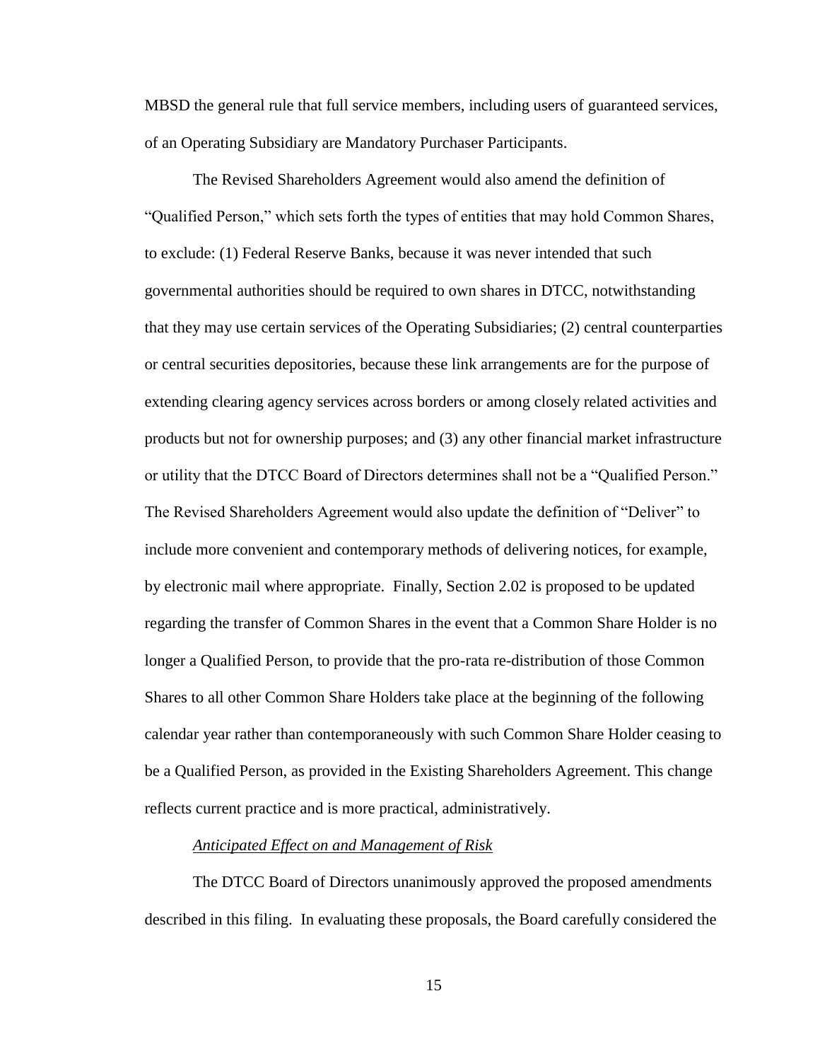MBSD the general rule that full service members, including users of guaranteed services, of an Operating Subsidiary are Mandatory Purchaser Participants.

The Revised Shareholders Agreement would also amend the definition of "Qualified Person," which sets forth the types of entities that may hold Common Shares, to exclude: (1) Federal Reserve Banks, because it was never intended that such governmental authorities should be required to own shares in DTCC, notwithstanding that they may use certain services of the Operating Subsidiaries; (2) central counterparties or central securities depositories, because these link arrangements are for the purpose of extending clearing agency services across borders or among closely related activities and products but not for ownership purposes; and (3) any other financial market infrastructure or utility that the DTCC Board of Directors determines shall not be a "Qualified Person." The Revised Shareholders Agreement would also update the definition of "Deliver" to include more convenient and contemporary methods of delivering notices, for example, by electronic mail where appropriate. Finally, Section 2.02 is proposed to be updated regarding the transfer of Common Shares in the event that a Common Share Holder is no longer a Qualified Person, to provide that the pro-rata re-distribution of those Common Shares to all other Common Share Holders take place at the beginning of the following calendar year rather than contemporaneously with such Common Share Holder ceasing to be a Qualified Person, as provided in the Existing Shareholders Agreement. This change reflects current practice and is more practical, administratively.

*Anticipated Effect on and Management of Risk*

The DTCC Board of Directors unanimously approved the proposed amendments described in this filing. In evaluating these proposals, the Board carefully considered the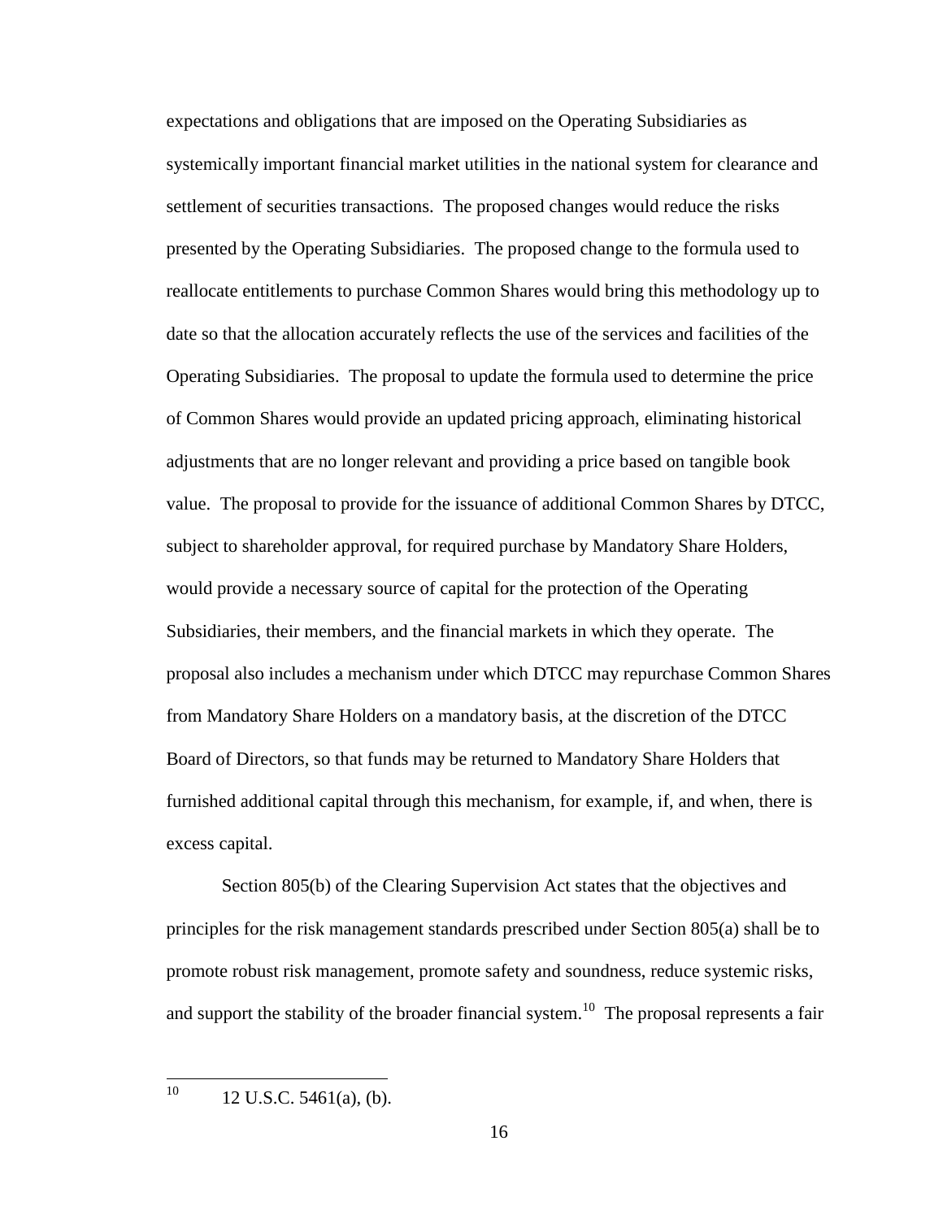expectations and obligations that are imposed on the Operating Subsidiaries as systemically important financial market utilities in the national system for clearance and settlement of securities transactions. The proposed changes would reduce the risks presented by the Operating Subsidiaries. The proposed change to the formula used to reallocate entitlements to purchase Common Shares would bring this methodology up to date so that the allocation accurately reflects the use of the services and facilities of the Operating Subsidiaries. The proposal to update the formula used to determine the price of Common Shares would provide an updated pricing approach, eliminating historical adjustments that are no longer relevant and providing a price based on tangible book value. The proposal to provide for the issuance of additional Common Shares by DTCC, subject to shareholder approval, for required purchase by Mandatory Share Holders, would provide a necessary source of capital for the protection of the Operating Subsidiaries, their members, and the financial markets in which they operate. The proposal also includes a mechanism under which DTCC may repurchase Common Shares from Mandatory Share Holders on a mandatory basis, at the discretion of the DTCC Board of Directors, so that funds may be returned to Mandatory Share Holders that furnished additional capital through this mechanism, for example, if, and when, there is excess capital.

Section 805(b) of the Clearing Supervision Act states that the objectives and principles for the risk management standards prescribed under Section 805(a) shall be to promote robust risk management, promote safety and soundness, reduce systemic risks, and support the stability of the broader financial system.[10] The proposal represents a fair

---

[10] 12 U.S.C. 5461(a), (b).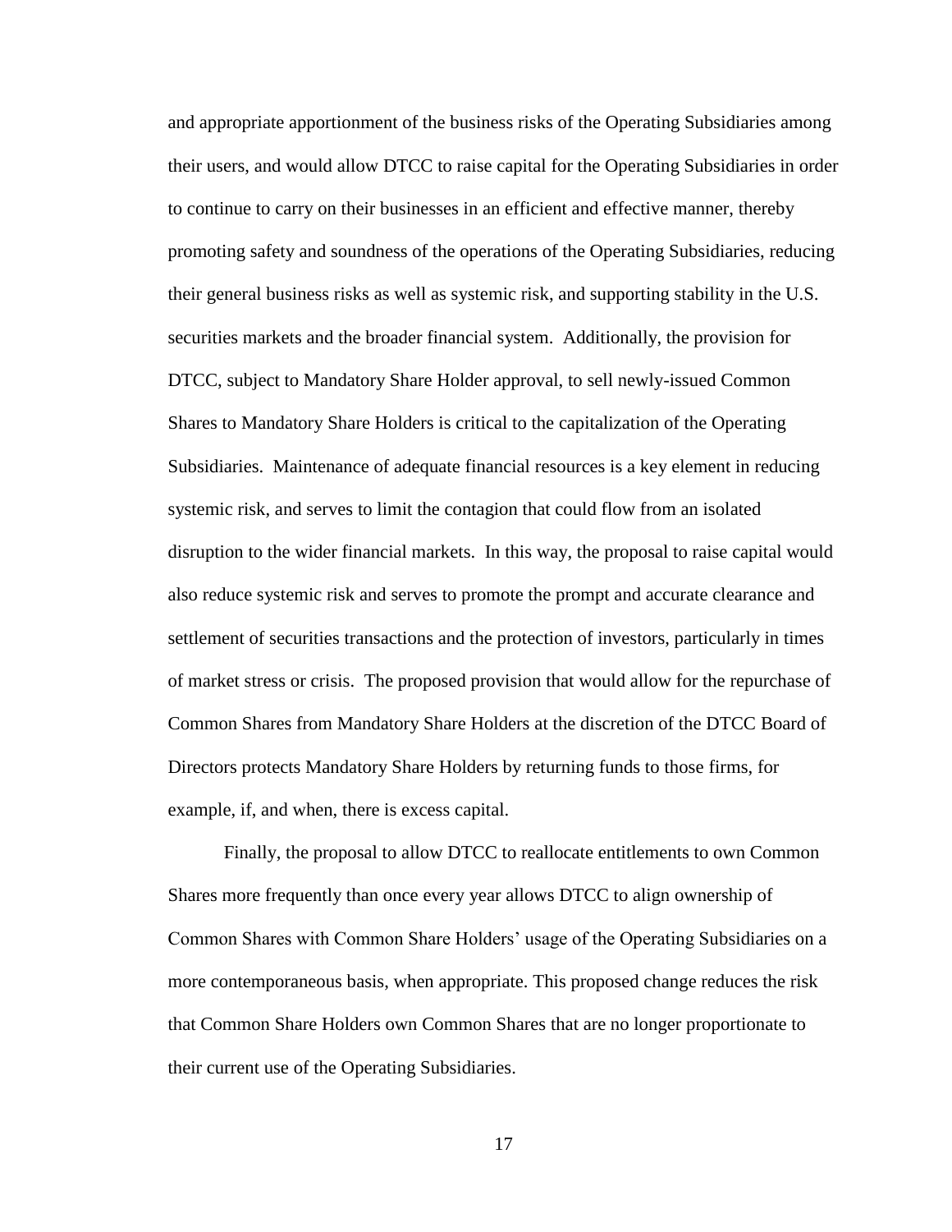and appropriate apportionment of the business risks of the Operating Subsidiaries among their users, and would allow DTCC to raise capital for the Operating Subsidiaries in order to continue to carry on their businesses in an efficient and effective manner, thereby promoting safety and soundness of the operations of the Operating Subsidiaries, reducing their general business risks as well as systemic risk, and supporting stability in the U.S. securities markets and the broader financial system. Additionally, the provision for DTCC, subject to Mandatory Share Holder approval, to sell newly-issued Common Shares to Mandatory Share Holders is critical to the capitalization of the Operating Subsidiaries. Maintenance of adequate financial resources is a key element in reducing systemic risk, and serves to limit the contagion that could flow from an isolated disruption to the wider financial markets. In this way, the proposal to raise capital would also reduce systemic risk and serves to promote the prompt and accurate clearance and settlement of securities transactions and the protection of investors, particularly in times of market stress or crisis. The proposed provision that would allow for the repurchase of Common Shares from Mandatory Share Holders at the discretion of the DTCC Board of Directors protects Mandatory Share Holders by returning funds to those firms, for example, if, and when, there is excess capital.

Finally, the proposal to allow DTCC to reallocate entitlements to own Common Shares more frequently than once every year allows DTCC to align ownership of Common Shares with Common Share Holders' usage of the Operating Subsidiaries on a more contemporaneous basis, when appropriate. This proposed change reduces the risk that Common Share Holders own Common Shares that are no longer proportionate to their current use of the Operating Subsidiaries.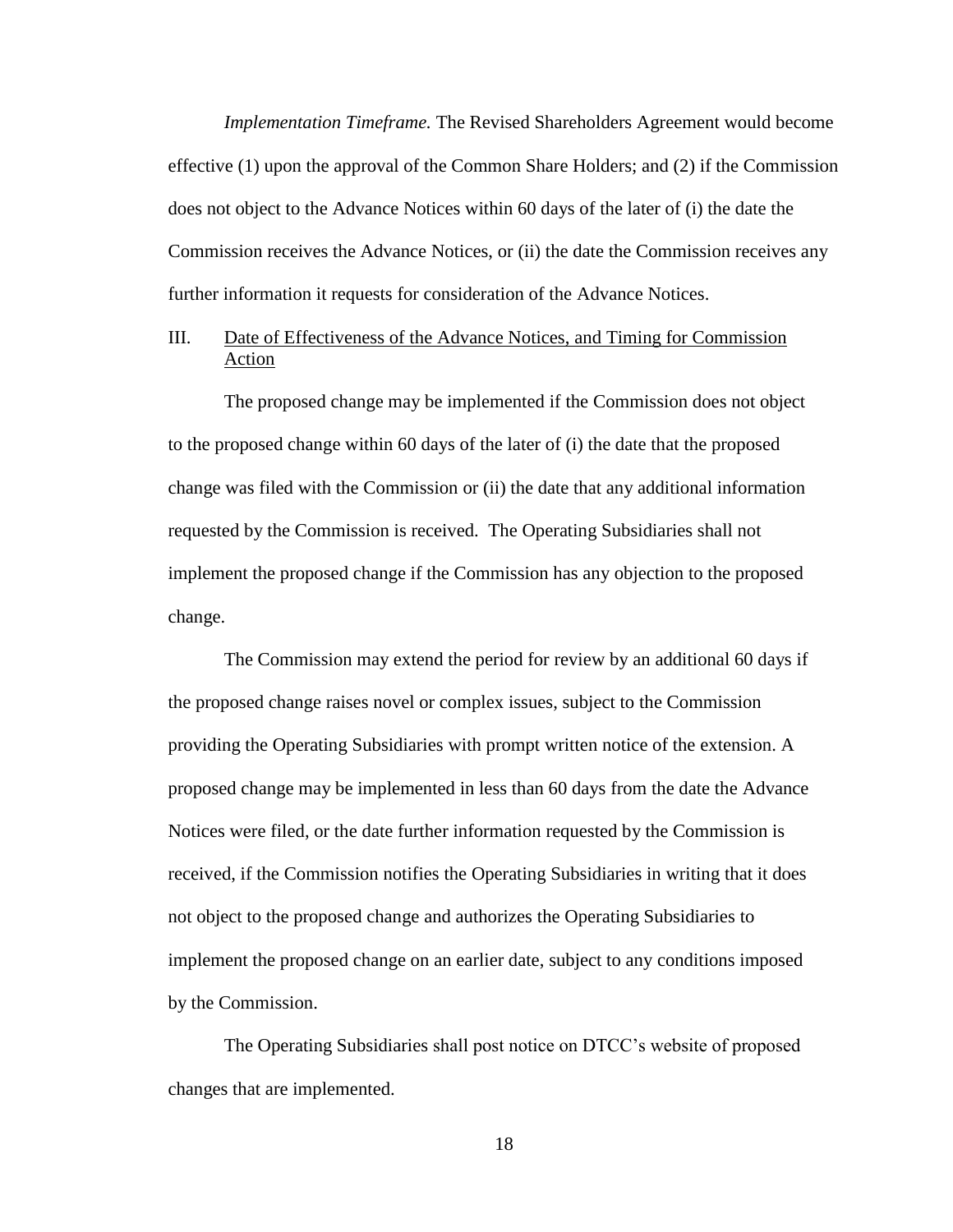*Implementation Timeframe.* The Revised Shareholders Agreement would become effective (1) upon the approval of the Common Share Holders; and (2) if the Commission does not object to the Advance Notices within 60 days of the later of (i) the date the Commission receives the Advance Notices, or (ii) the date the Commission receives any further information it requests for consideration of the Advance Notices.

## III. Date of Effectiveness of the Advance Notices, and Timing for Commission Action

The proposed change may be implemented if the Commission does not object to the proposed change within 60 days of the later of (i) the date that the proposed change was filed with the Commission or (ii) the date that any additional information requested by the Commission is received. The Operating Subsidiaries shall not implement the proposed change if the Commission has any objection to the proposed change.

The Commission may extend the period for review by an additional 60 days if the proposed change raises novel or complex issues, subject to the Commission providing the Operating Subsidiaries with prompt written notice of the extension. A proposed change may be implemented in less than 60 days from the date the Advance Notices were filed, or the date further information requested by the Commission is received, if the Commission notifies the Operating Subsidiaries in writing that it does not object to the proposed change and authorizes the Operating Subsidiaries to implement the proposed change on an earlier date, subject to any conditions imposed by the Commission.

The Operating Subsidiaries shall post notice on DTCC's website of proposed changes that are implemented.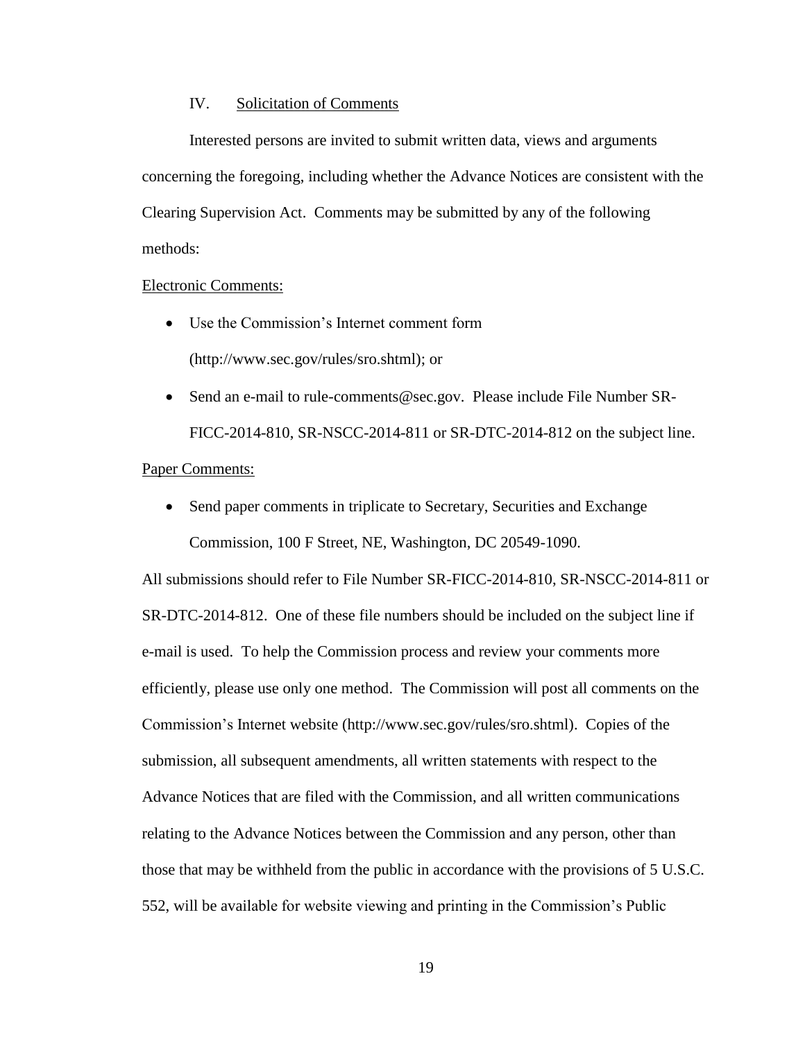## IV. Solicitation of Comments

Interested persons are invited to submit written data, views and arguments concerning the foregoing, including whether the Advance Notices are consistent with the Clearing Supervision Act. Comments may be submitted by any of the following methods:

Electronic Comments:

- Use the Commission's Internet comment form (http://www.sec.gov/rules/sro.shtml); or
- Send an e-mail to rule-comments@sec.gov. Please include File Number SR-FICC-2014-810, SR-NSCC-2014-811 or SR-DTC-2014-812 on the subject line.

Paper Comments:

- Send paper comments in triplicate to Secretary, Securities and Exchange Commission, 100 F Street, NE, Washington, DC 20549-1090.

All submissions should refer to File Number SR-FICC-2014-810, SR-NSCC-2014-811 or SR-DTC-2014-812. One of these file numbers should be included on the subject line if e-mail is used. To help the Commission process and review your comments more efficiently, please use only one method. The Commission will post all comments on the Commission's Internet website (http://www.sec.gov/rules/sro.shtml). Copies of the submission, all subsequent amendments, all written statements with respect to the Advance Notices that are filed with the Commission, and all written communications relating to the Advance Notices between the Commission and any person, other than those that may be withheld from the public in accordance with the provisions of 5 U.S.C. 552, will be available for website viewing and printing in the Commission's Public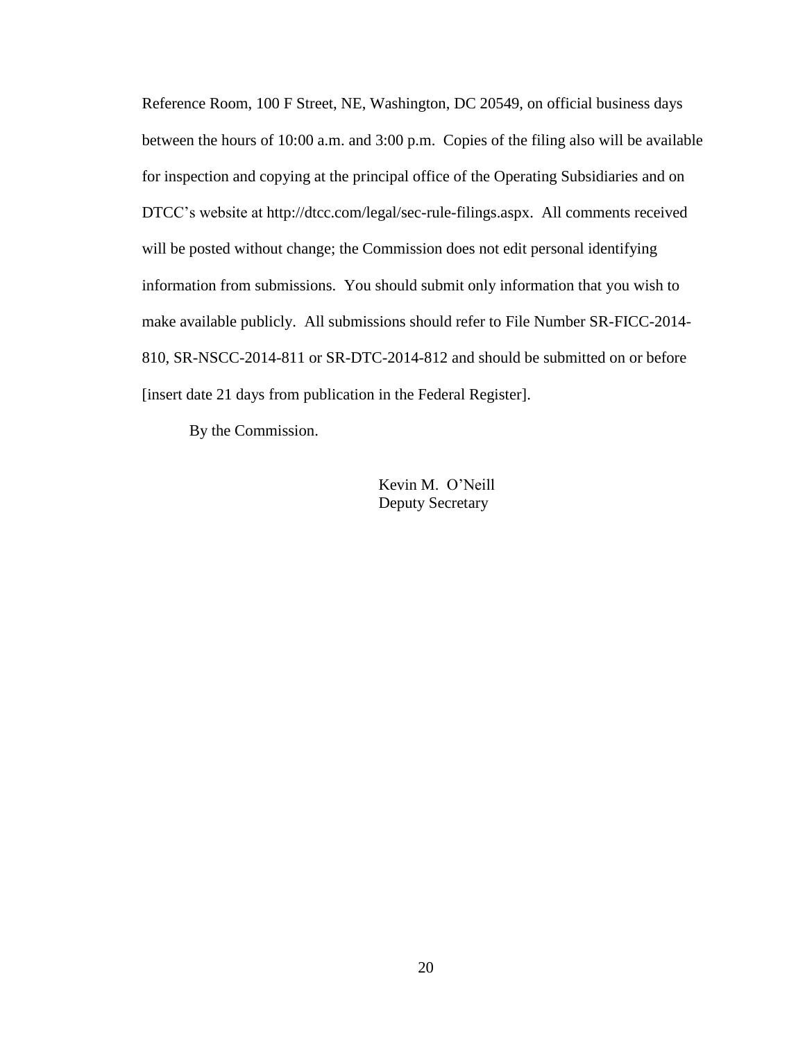Reference Room, 100 F Street, NE, Washington, DC 20549, on official business days between the hours of 10:00 a.m. and 3:00 p.m. Copies of the filing also will be available for inspection and copying at the principal office of the Operating Subsidiaries and on DTCC's website at http://dtcc.com/legal/sec-rule-filings.aspx. All comments received will be posted without change; the Commission does not edit personal identifying information from submissions. You should submit only information that you wish to make available publicly. All submissions should refer to File Number SR-FICC-2014-810, SR-NSCC-2014-811 or SR-DTC-2014-812 and should be submitted on or before [insert date 21 days from publication in the Federal Register].

By the Commission.

Kevin M. O'Neill
Deputy Secretary